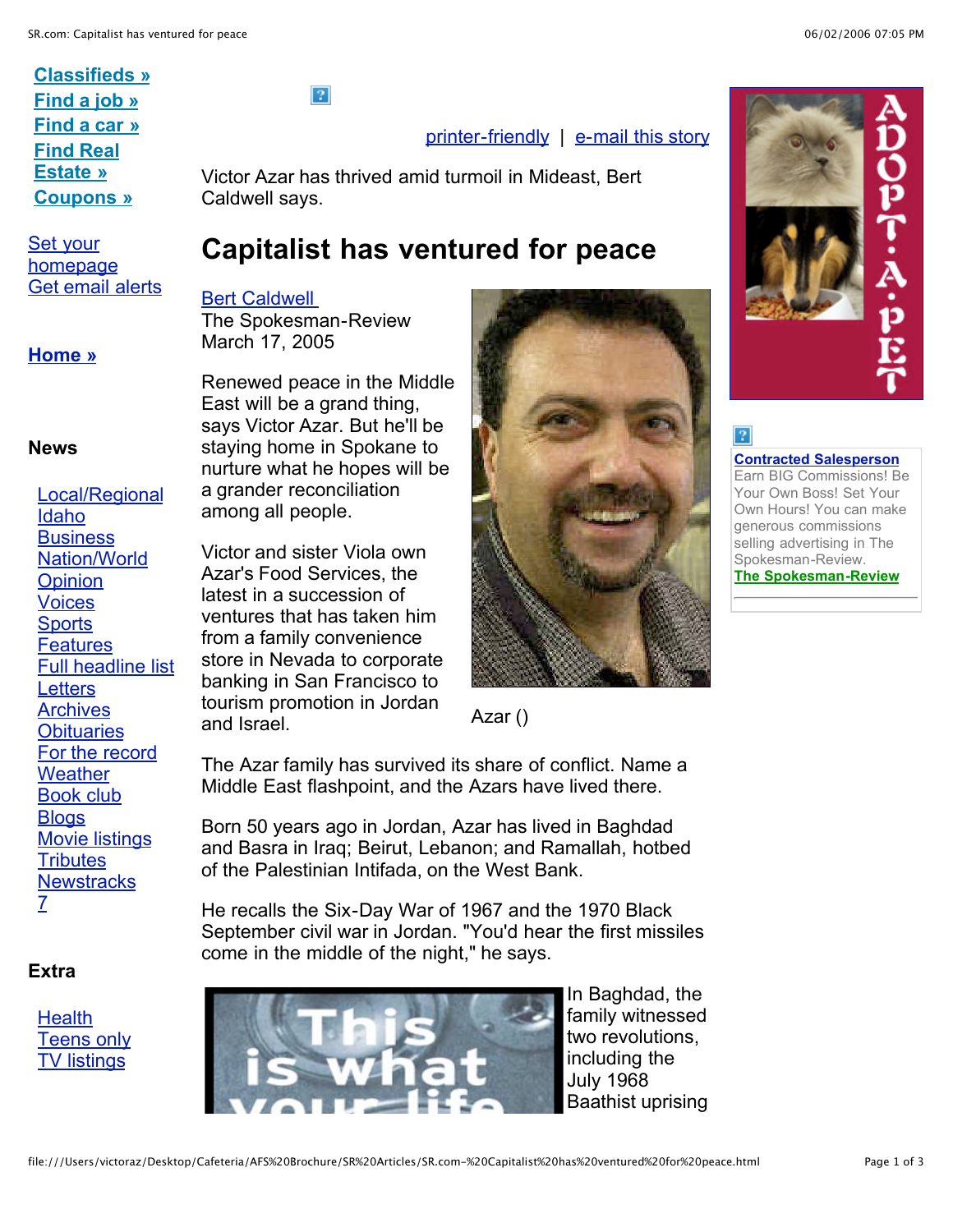Classifieds »
Find a job »
Find a car »
Find Real Estate »
Coupons »

Set your homepage
Get email alerts

Home »

**News**

Local/Regional
Idaho
Business
Nation/World
Opinion
Voices
Sports
Features
Full headline list
Letters
Archives
Obituaries
For the record
Weather
Book club
Blogs
Movie listings
Tributes
Newstracks
7

**Extra**

Health
Teens only
TV listings

printer-friendly | e-mail this story

Victor Azar has thrived amid turmoil in Mideast, Bert Caldwell says.

# Capitalist has ventured for peace

Bert Caldwell
The Spokesman-Review
March 17, 2005

Azar ()

Renewed peace in the Middle East will be a grand thing, says Victor Azar. But he'll be staying home in Spokane to nurture what he hopes will be a grander reconciliation among all people.

Victor and sister Viola own Azar's Food Services, the latest in a succession of ventures that has taken him from a family convenience store in Nevada to corporate banking in San Francisco to tourism promotion in Jordan and Israel.

The Azar family has survived its share of conflict. Name a Middle East flashpoint, and the Azars have lived there.

Born 50 years ago in Jordan, Azar has lived in Baghdad and Basra in Iraq; Beirut, Lebanon; and Ramallah, hotbed of the Palestinian Intifada, on the West Bank.

He recalls the Six-Day War of 1967 and the 1970 Black September civil war in Jordan. "You'd hear the first missiles come in the middle of the night," he says.

In Baghdad, the family witnessed two revolutions, including the July 1968 Baathist uprising

**Contracted Salesperson**
Earn BIG Commissions! Be Your Own Boss! Set Your Own Hours! You can make generous commissions selling advertising in The Spokesman-Review.
The Spokesman-Review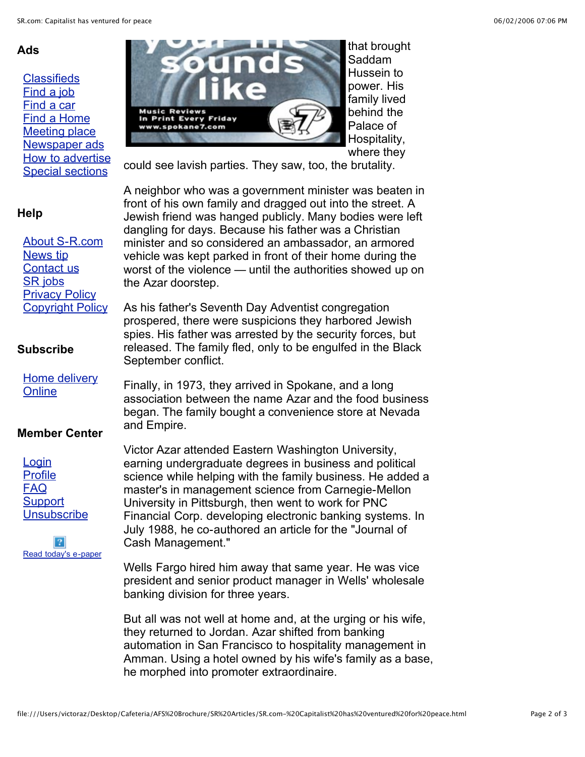## Ads

- [Classifieds]
- [Find a job]
- [Find a car]
- [Find a Home]
- [Meeting place]
- [Newspaper ads]
- [How to advertise]
- [Special sections]

## Help

- [About S-R.com]
- [News tip]
- [Contact us]
- [SR jobs]
- [Privacy Policy]
- [Copyright Policy]

## Subscribe

- [Home delivery]
- [Online]

## Member Center

- [Login]
- [Profile]
- [FAQ]
- [Support]
- [Unsubscribe]

[Read today's e-paper]

that brought Saddam Hussein to power. His family lived behind the Palace of Hospitality, where they could see lavish parties. They saw, too, the brutality.

A neighbor who was a government minister was beaten in front of his own family and dragged out into the street. A Jewish friend was hanged publicly. Many bodies were left dangling for days. Because his father was a Christian minister and so considered an ambassador, an armored vehicle was kept parked in front of their home during the worst of the violence — until the authorities showed up on the Azar doorstep.

As his father's Seventh Day Adventist congregation prospered, there were suspicions they harbored Jewish spies. His father was arrested by the security forces, but released. The family fled, only to be engulfed in the Black September conflict.

Finally, in 1973, they arrived in Spokane, and a long association between the name Azar and the food business began. The family bought a convenience store at Nevada and Empire.

Victor Azar attended Eastern Washington University, earning undergraduate degrees in business and political science while helping with the family business. He added a master's in management science from Carnegie-Mellon University in Pittsburgh, then went to work for PNC Financial Corp. developing electronic banking systems. In July 1988, he co-authored an article for the "Journal of Cash Management."

Wells Fargo hired him away that same year. He was vice president and senior product manager in Wells' wholesale banking division for three years.

But all was not well at home and, at the urging or his wife, they returned to Jordan. Azar shifted from banking automation in San Francisco to hospitality management in Amman. Using a hotel owned by his wife's family as a base, he morphed into promoter extraordinaire.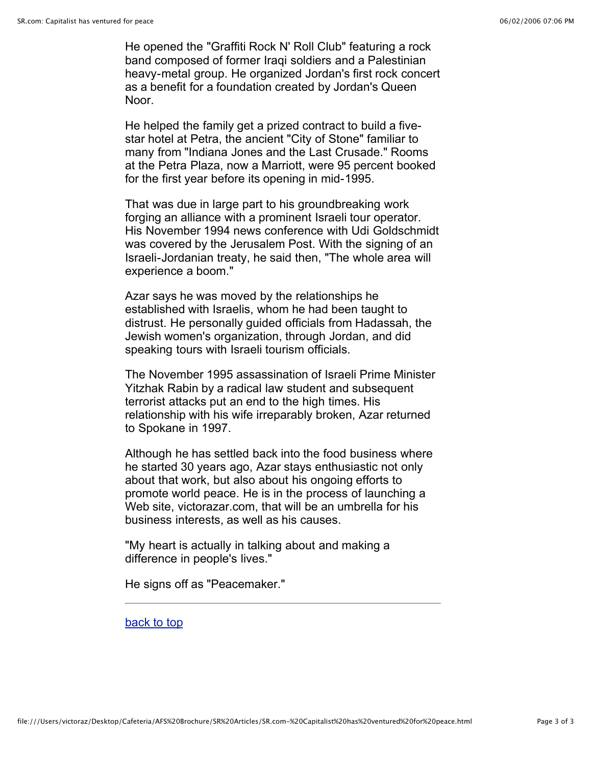He opened the "Graffiti Rock N' Roll Club" featuring a rock band composed of former Iraqi soldiers and a Palestinian heavy-metal group. He organized Jordan's first rock concert as a benefit for a foundation created by Jordan's Queen Noor.

He helped the family get a prized contract to build a five-star hotel at Petra, the ancient "City of Stone" familiar to many from "Indiana Jones and the Last Crusade." Rooms at the Petra Plaza, now a Marriott, were 95 percent booked for the first year before its opening in mid-1995.

That was due in large part to his groundbreaking work forging an alliance with a prominent Israeli tour operator. His November 1994 news conference with Udi Goldschmidt was covered by the Jerusalem Post. With the signing of an Israeli-Jordanian treaty, he said then, "The whole area will experience a boom."

Azar says he was moved by the relationships he established with Israelis, whom he had been taught to distrust. He personally guided officials from Hadassah, the Jewish women's organization, through Jordan, and did speaking tours with Israeli tourism officials.

The November 1995 assassination of Israeli Prime Minister Yitzhak Rabin by a radical law student and subsequent terrorist attacks put an end to the high times. His relationship with his wife irreparably broken, Azar returned to Spokane in 1997.

Although he has settled back into the food business where he started 30 years ago, Azar stays enthusiastic not only about that work, but also about his ongoing efforts to promote world peace. He is in the process of launching a Web site, victorazar.com, that will be an umbrella for his business interests, as well as his causes.

"My heart is actually in talking about and making a difference in people's lives."

He signs off as "Peacemaker."

---

back to top